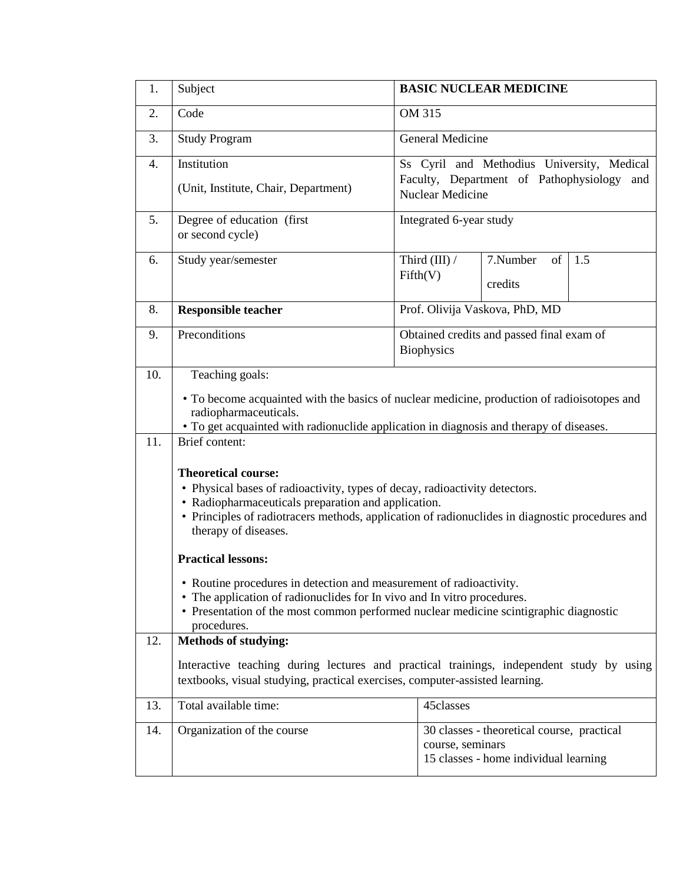| | | | | |
|---|---|---|---|---|
| 1. | Subject | **BASIC NUCLEAR MEDICINE** | | |
| 2. | Code | OM 315 | | |
| 3. | Study Program | General Medicine | | |
| 4. | Institution<br>(Unit, Institute, Chair, Department) | Ss Cyril and Methodius University, Medical Faculty, Department of Pathophysiology and Nuclear Medicine | | |
| 5. | Degree of education (first or second cycle) | Integrated 6-year study | | |
| 6. | Study year/semester | Third (III) / Fifth(V) | 7.Number of credits | 1.5 |
| 8. | **Responsible teacher** | Prof. Olivija Vaskova, PhD, MD | | |
| 9. | Preconditions | Obtained credits and passed final exam of Biophysics | | |
| 10. | Teaching goals:<br>• To become acquainted with the basics of nuclear medicine, production of radioisotopes and radiopharmaceuticals.<br>• To get acquainted with radionuclide application in diagnosis and therapy of diseases. | | | |
| 11. | Brief content:<br>**Theoretical course:**<br>• Physical bases of radioactivity, types of decay, radioactivity detectors.<br>• Radiopharmaceuticals preparation and application.<br>• Principles of radiotracers methods, application of radionuclides in diagnostic procedures and therapy of diseases.<br>**Practical lessons:**<br>• Routine procedures in detection and measurement of radioactivity.<br>• The application of radionuclides for In vivo and In vitro procedures.<br>• Presentation of the most common performed nuclear medicine scintigraphic diagnostic procedures. | | | |
| 12. | **Methods of studying:**<br>Interactive teaching during lectures and practical trainings, independent study by using textbooks, visual studying, practical exercises, computer-assisted learning. | | | |
| 13. | Total available time: | 45classes | | |
| 14. | Organization of the course | 30 classes - theoretical course, practical course, seminars<br>15 classes - home individual learning | | |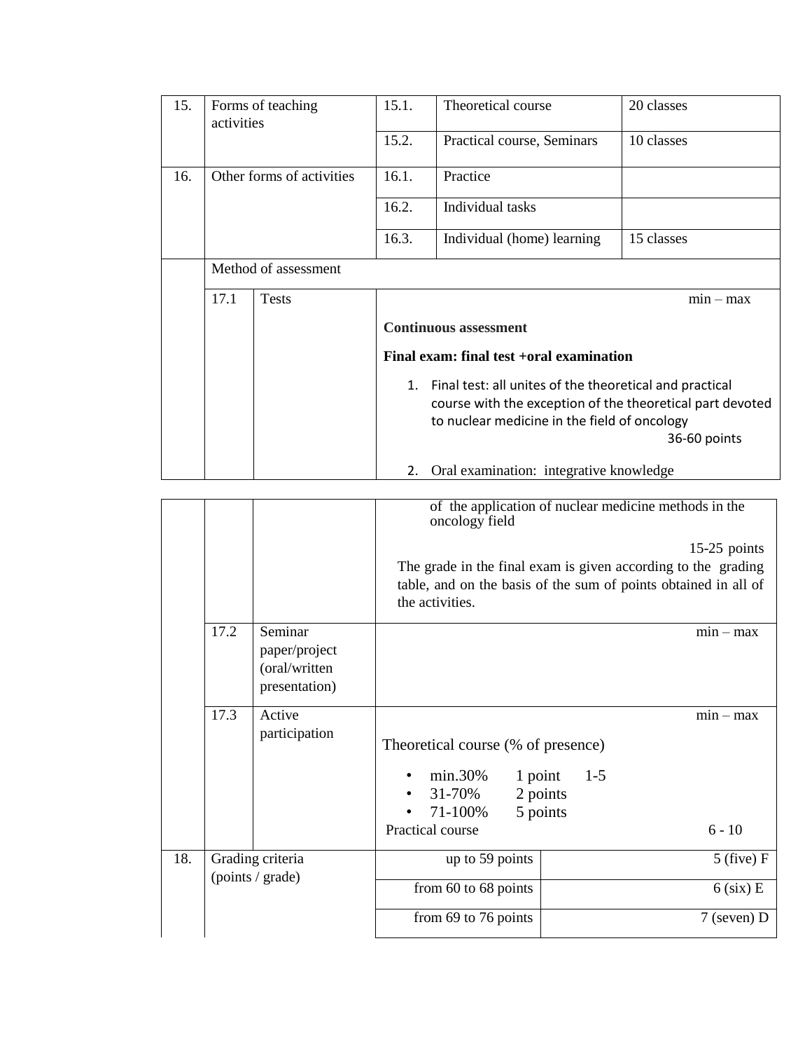| | | | | |
|---|---|---|---|---|
| 15. | Forms of teaching activities | 15.1. | Theoretical course | 20 classes |
| | | 15.2. | Practical course, Seminars | 10 classes |
| 16. | Other forms of activities | 16.1. | Practice | |
| | | 16.2. | Individual tasks | |
| | | 16.3. | Individual (home) learning | 15 classes |

| | | | |
|---|---|---|---|
| | Method of assessment | | |
| | 17.1 | Tests | min – max<br><br>**Continuous assessment**<br><br>**Final exam: final test +oral examination**<br><br>1. Final test: all unites of the theoretical and practical course with the exception of the theoretical part devoted to nuclear medicine in the field of oncology — 36-60 points<br><br>2. Oral examination: integrative knowledge of the application of nuclear medicine methods in the oncology field — 15-25 points<br><br>The grade in the final exam is given according to the grading table, and on the basis of the sum of points obtained in all of the activities. |
| | 17.2 | Seminar paper/project (oral/written presentation) | min – max |
| | 17.3 | Active participation | min – max<br><br>Theoretical course (% of presence)<br><br>• min.30% 1 point 1-5<br>• 31-70% 2 points<br>• 71-100% 5 points<br><br>Practical course 6 - 10 |

| | | | |
|---|---|---|---|
| 18. | Grading criteria (points / grade) | up to 59 points | 5 (five) F |
| | | from 60 to 68 points | 6 (six) E |
| | | from 69 to 76 points | 7 (seven) D |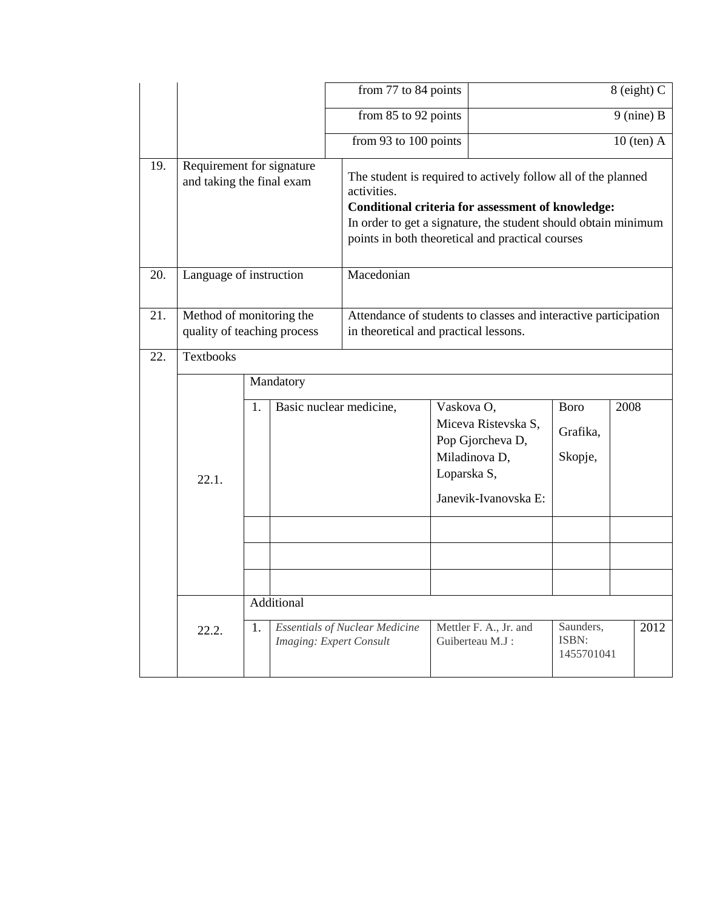| | | | | |
|---|---|---|---|---|
| | | | from 77 to 84 points | 8 (eight) C |
| | | | from 85 to 92 points | 9 (nine) B |
| | | | from 93 to 100 points | 10 (ten) A |
| 19. | Requirement for signature and taking the final exam | The student is required to actively follow all of the planned activities.<br>**Conditional criteria for assessment of knowledge:**<br>In order to get a signature, the student should obtain minimum points in both theoretical and practical courses | | |
| 20. | Language of instruction | Macedonian | | |
| 21. | Method of monitoring the quality of teaching process | Attendance of students to classes and interactive participation in theoretical and practical lessons. | | |
| 22. | Textbooks | | | |

| | | | | | | |
|---|---|---|---|---|---|---|
| 22.1. | Mandatory | | | | | |
| | 1. | Basic nuclear medicine, | Vaskova O, Miceva Ristevska S, Pop Gjorcheva D, Miladinova D, Loparska S, Janevik-Ivanovska E: | Boro Grafika, Skopje, | 2008 |
| | | | | | |
| | | | | | |
| | | | | | |
| 22.2. | Additional | | | | | |
| | 1. | *Essentials of Nuclear Medicine Imaging: Expert Consult* | Mettler F. A., Jr. and Guiberteau M.J : | Saunders, ISBN: 1455701041 | 2012 |